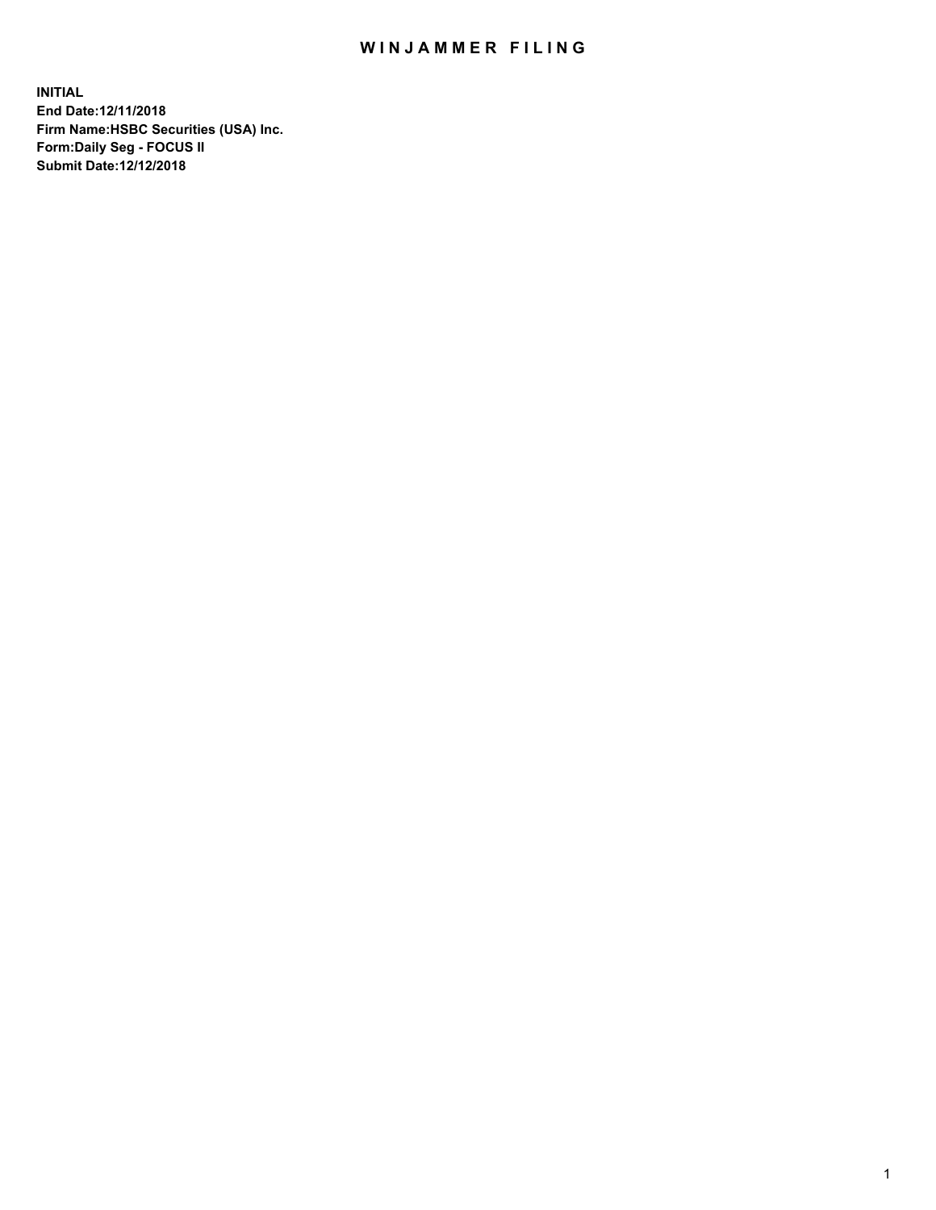# WINJAMMER FILING

**INITIAL**
**End Date:12/11/2018**
**Firm Name:HSBC Securities (USA) Inc.**
**Form:Daily Seg - FOCUS II**
**Submit Date:12/12/2018**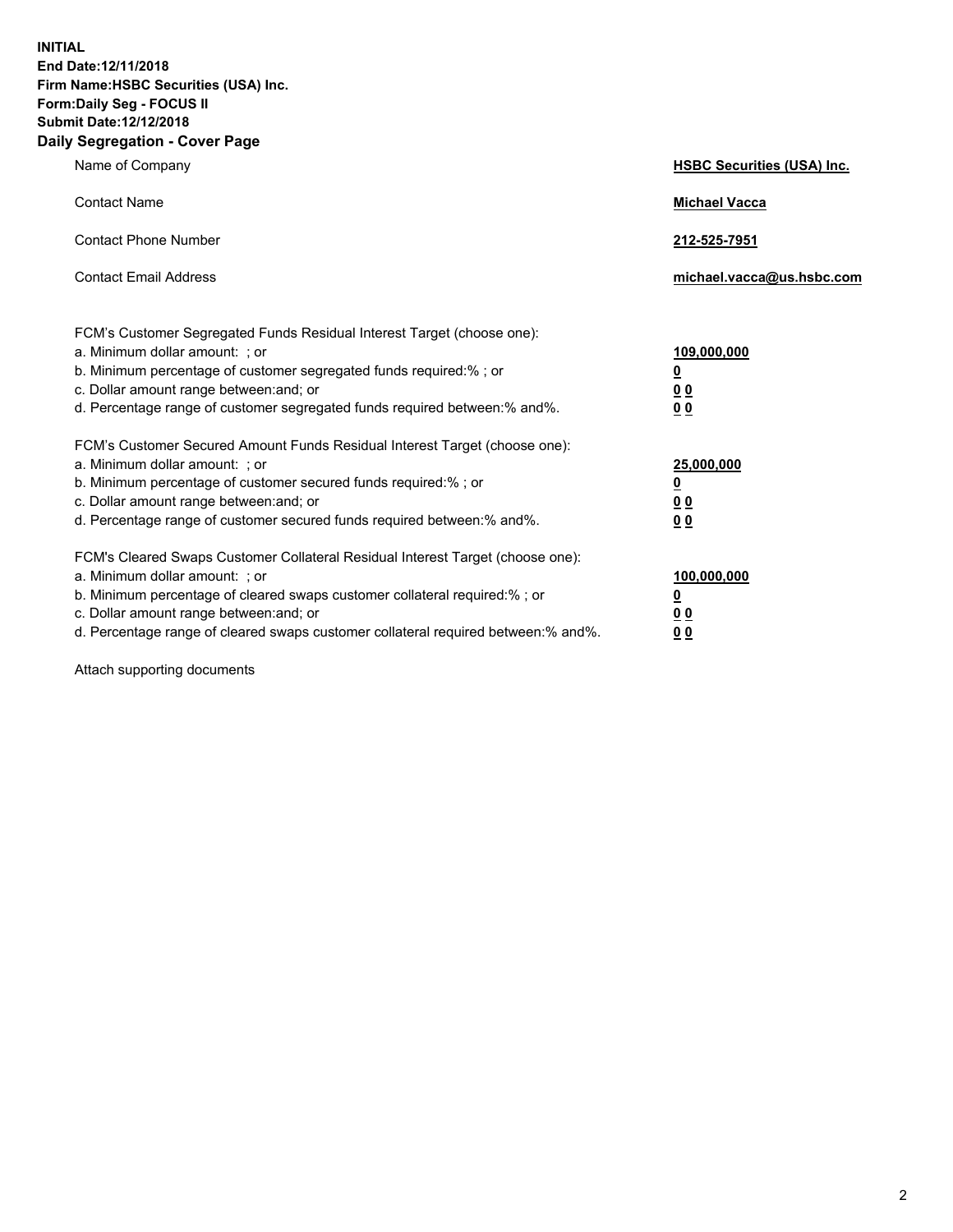**INITIAL**
**End Date:12/11/2018**
**Firm Name:HSBC Securities (USA) Inc.**
**Form:Daily Seg - FOCUS II**
**Submit Date:12/12/2018**

## Daily Segregation - Cover Page

| | |
|---|---|
| Name of Company | **HSBC Securities (USA) Inc.** |
| Contact Name | **Michael Vacca** |
| Contact Phone Number | **212-525-7951** |
| Contact Email Address | **michael.vacca@us.hsbc.com** |

| | |
|---|---|
| FCM's Customer Segregated Funds Residual Interest Target (choose one): | |
| a. Minimum dollar amount: ; or | **109,000,000** |
| b. Minimum percentage of customer segregated funds required:% ; or | **0** |
| c. Dollar amount range between:and; or | **0 0** |
| d. Percentage range of customer segregated funds required between:% and%. | **0 0** |
| FCM's Customer Secured Amount Funds Residual Interest Target (choose one): | |
| a. Minimum dollar amount: ; or | **25,000,000** |
| b. Minimum percentage of customer secured funds required:% ; or | **0** |
| c. Dollar amount range between:and; or | **0 0** |
| d. Percentage range of customer secured funds required between:% and%. | **0 0** |
| FCM's Cleared Swaps Customer Collateral Residual Interest Target (choose one): | |
| a. Minimum dollar amount: ; or | **100,000,000** |
| b. Minimum percentage of cleared swaps customer collateral required:% ; or | **0** |
| c. Dollar amount range between:and; or | **0 0** |
| d. Percentage range of cleared swaps customer collateral required between:% and%. | **0 0** |

Attach supporting documents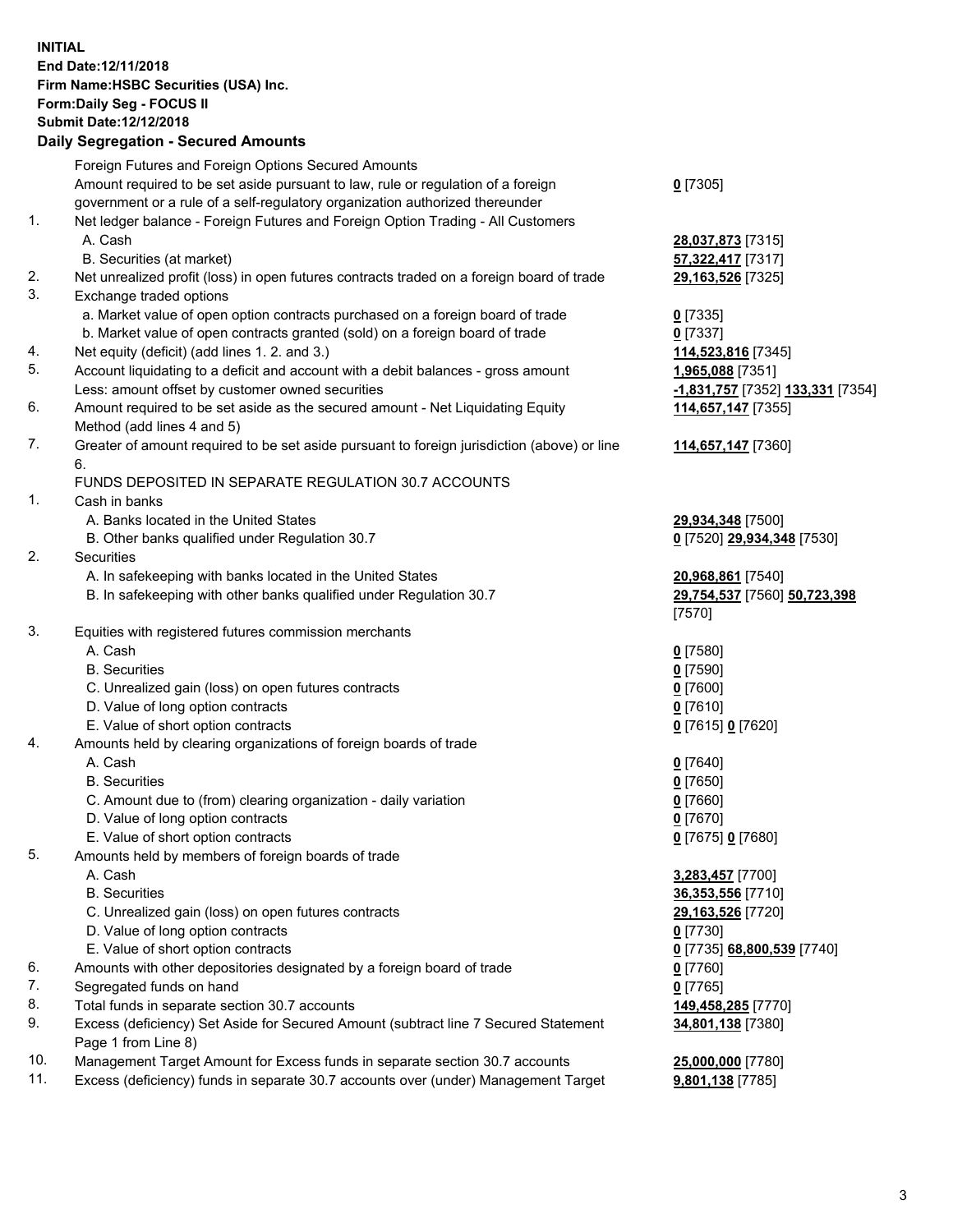**INITIAL**
**End Date:12/11/2018**
**Firm Name:HSBC Securities (USA) Inc.**
**Form:Daily Seg - FOCUS II**
**Submit Date:12/12/2018**

**Daily Segregation - Secured Amounts**

| | | |
|---|---|---|
| | Foreign Futures and Foreign Options Secured Amounts | |
| | Amount required to be set aside pursuant to law, rule or regulation of a foreign government or a rule of a self-regulatory organization authorized thereunder | **0** [7305] |
| 1. | Net ledger balance - Foreign Futures and Foreign Option Trading - All Customers | |
| | A. Cash | **28,037,873** [7315] |
| | B. Securities (at market) | **57,322,417** [7317] |
| 2. | Net unrealized profit (loss) in open futures contracts traded on a foreign board of trade | **29,163,526** [7325] |
| 3. | Exchange traded options | |
| | a. Market value of open option contracts purchased on a foreign board of trade | **0** [7335] |
| | b. Market value of open contracts granted (sold) on a foreign board of trade | **0** [7337] |
| 4. | Net equity (deficit) (add lines 1. 2. and 3.) | **114,523,816** [7345] |
| 5. | Account liquidating to a deficit and account with a debit balances - gross amount | **1,965,088** [7351] |
| | Less: amount offset by customer owned securities | **-1,831,757** [7352] **133,331** [7354] |
| 6. | Amount required to be set aside as the secured amount - Net Liquidating Equity Method (add lines 4 and 5) | **114,657,147** [7355] |
| 7. | Greater of amount required to be set aside pursuant to foreign jurisdiction (above) or line 6. | **114,657,147** [7360] |
| | FUNDS DEPOSITED IN SEPARATE REGULATION 30.7 ACCOUNTS | |
| 1. | Cash in banks | |
| | A. Banks located in the United States | **29,934,348** [7500] |
| | B. Other banks qualified under Regulation 30.7 | **0** [7520] **29,934,348** [7530] |
| 2. | Securities | |
| | A. In safekeeping with banks located in the United States | **20,968,861** [7540] |
| | B. In safekeeping with other banks qualified under Regulation 30.7 | **29,754,537** [7560] **50,723,398** [7570] |
| 3. | Equities with registered futures commission merchants | |
| | A. Cash | **0** [7580] |
| | B. Securities | **0** [7590] |
| | C. Unrealized gain (loss) on open futures contracts | **0** [7600] |
| | D. Value of long option contracts | **0** [7610] |
| | E. Value of short option contracts | **0** [7615] **0** [7620] |
| 4. | Amounts held by clearing organizations of foreign boards of trade | |
| | A. Cash | **0** [7640] |
| | B. Securities | **0** [7650] |
| | C. Amount due to (from) clearing organization - daily variation | **0** [7660] |
| | D. Value of long option contracts | **0** [7670] |
| | E. Value of short option contracts | **0** [7675] **0** [7680] |
| 5. | Amounts held by members of foreign boards of trade | |
| | A. Cash | **3,283,457** [7700] |
| | B. Securities | **36,353,556** [7710] |
| | C. Unrealized gain (loss) on open futures contracts | **29,163,526** [7720] |
| | D. Value of long option contracts | **0** [7730] |
| | E. Value of short option contracts | **0** [7735] **68,800,539** [7740] |
| 6. | Amounts with other depositories designated by a foreign board of trade | **0** [7760] |
| 7. | Segregated funds on hand | **0** [7765] |
| 8. | Total funds in separate section 30.7 accounts | **149,458,285** [7770] |
| 9. | Excess (deficiency) Set Aside for Secured Amount (subtract line 7 Secured Statement Page 1 from Line 8) | **34,801,138** [7380] |
| 10. | Management Target Amount for Excess funds in separate section 30.7 accounts | **25,000,000** [7780] |
| 11. | Excess (deficiency) funds in separate 30.7 accounts over (under) Management Target | **9,801,138** [7785] |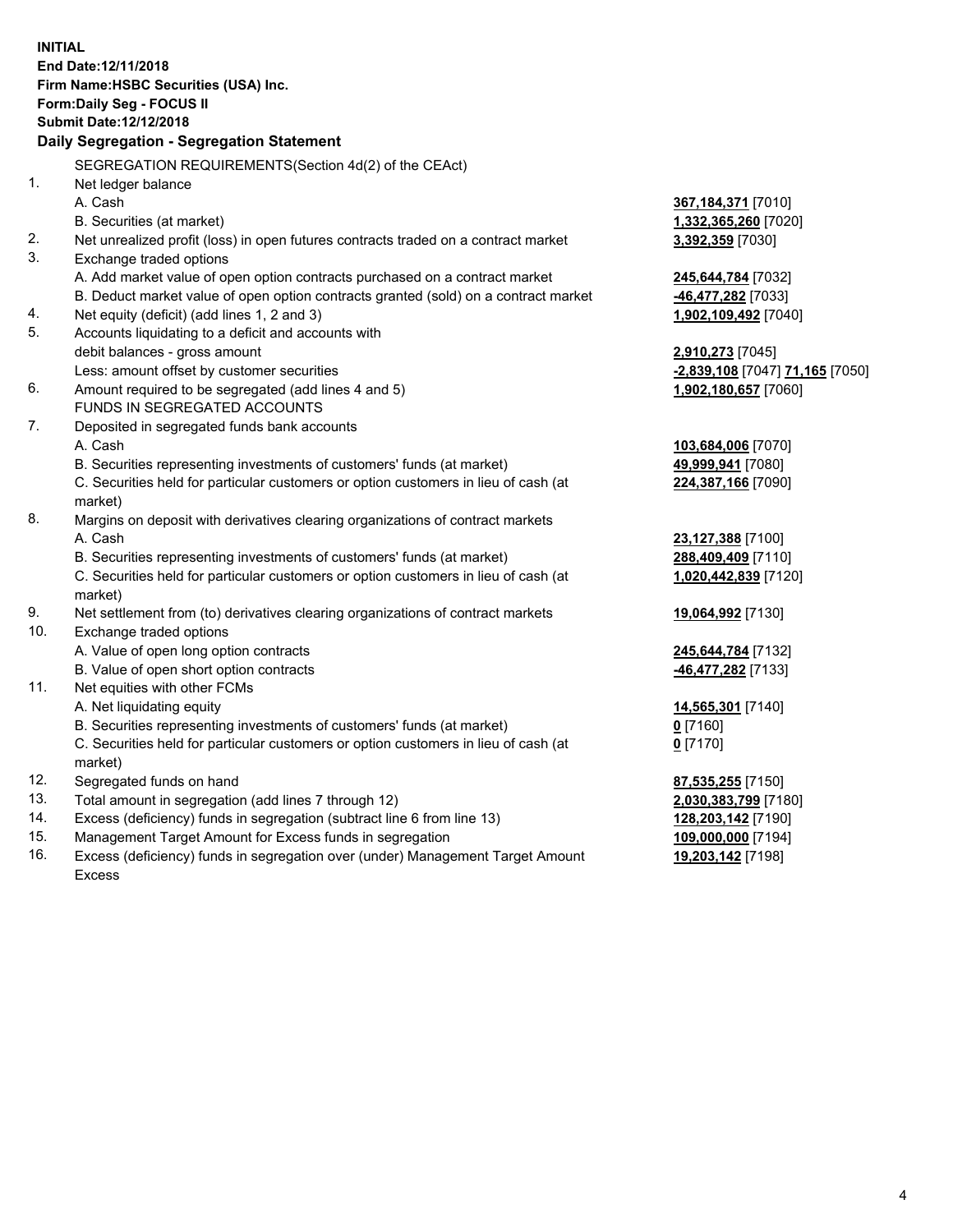**INITIAL**
**End Date:12/11/2018**
**Firm Name:HSBC Securities (USA) Inc.**
**Form:Daily Seg - FOCUS II**
**Submit Date:12/12/2018**

## Daily Segregation - Segregation Statement

| | | |
|---|---|---|
| | SEGREGATION REQUIREMENTS(Section 4d(2) of the CEAct) | |
| 1. | Net ledger balance | |
| | A. Cash | **367,184,371** [7010] |
| | B. Securities (at market) | **1,332,365,260** [7020] |
| 2. | Net unrealized profit (loss) in open futures contracts traded on a contract market | **3,392,359** [7030] |
| 3. | Exchange traded options | |
| | A. Add market value of open option contracts purchased on a contract market | **245,644,784** [7032] |
| | B. Deduct market value of open option contracts granted (sold) on a contract market | **-46,477,282** [7033] |
| 4. | Net equity (deficit) (add lines 1, 2 and 3) | **1,902,109,492** [7040] |
| 5. | Accounts liquidating to a deficit and accounts with | |
| | debit balances - gross amount | **2,910,273** [7045] |
| | Less: amount offset by customer securities | **-2,839,108** [7047] **71,165** [7050] |
| 6. | Amount required to be segregated (add lines 4 and 5) | **1,902,180,657** [7060] |
| | FUNDS IN SEGREGATED ACCOUNTS | |
| 7. | Deposited in segregated funds bank accounts | |
| | A. Cash | **103,684,006** [7070] |
| | B. Securities representing investments of customers' funds (at market) | **49,999,941** [7080] |
| | C. Securities held for particular customers or option customers in lieu of cash (at market) | **224,387,166** [7090] |
| 8. | Margins on deposit with derivatives clearing organizations of contract markets | |
| | A. Cash | **23,127,388** [7100] |
| | B. Securities representing investments of customers' funds (at market) | **288,409,409** [7110] |
| | C. Securities held for particular customers or option customers in lieu of cash (at market) | **1,020,442,839** [7120] |
| 9. | Net settlement from (to) derivatives clearing organizations of contract markets | **19,064,992** [7130] |
| 10. | Exchange traded options | |
| | A. Value of open long option contracts | **245,644,784** [7132] |
| | B. Value of open short option contracts | **-46,477,282** [7133] |
| 11. | Net equities with other FCMs | |
| | A. Net liquidating equity | **14,565,301** [7140] |
| | B. Securities representing investments of customers' funds (at market) | **0** [7160] |
| | C. Securities held for particular customers or option customers in lieu of cash (at market) | **0** [7170] |
| 12. | Segregated funds on hand | **87,535,255** [7150] |
| 13. | Total amount in segregation (add lines 7 through 12) | **2,030,383,799** [7180] |
| 14. | Excess (deficiency) funds in segregation (subtract line 6 from line 13) | **128,203,142** [7190] |
| 15. | Management Target Amount for Excess funds in segregation | **109,000,000** [7194] |
| 16. | Excess (deficiency) funds in segregation over (under) Management Target Amount Excess | **19,203,142** [7198] |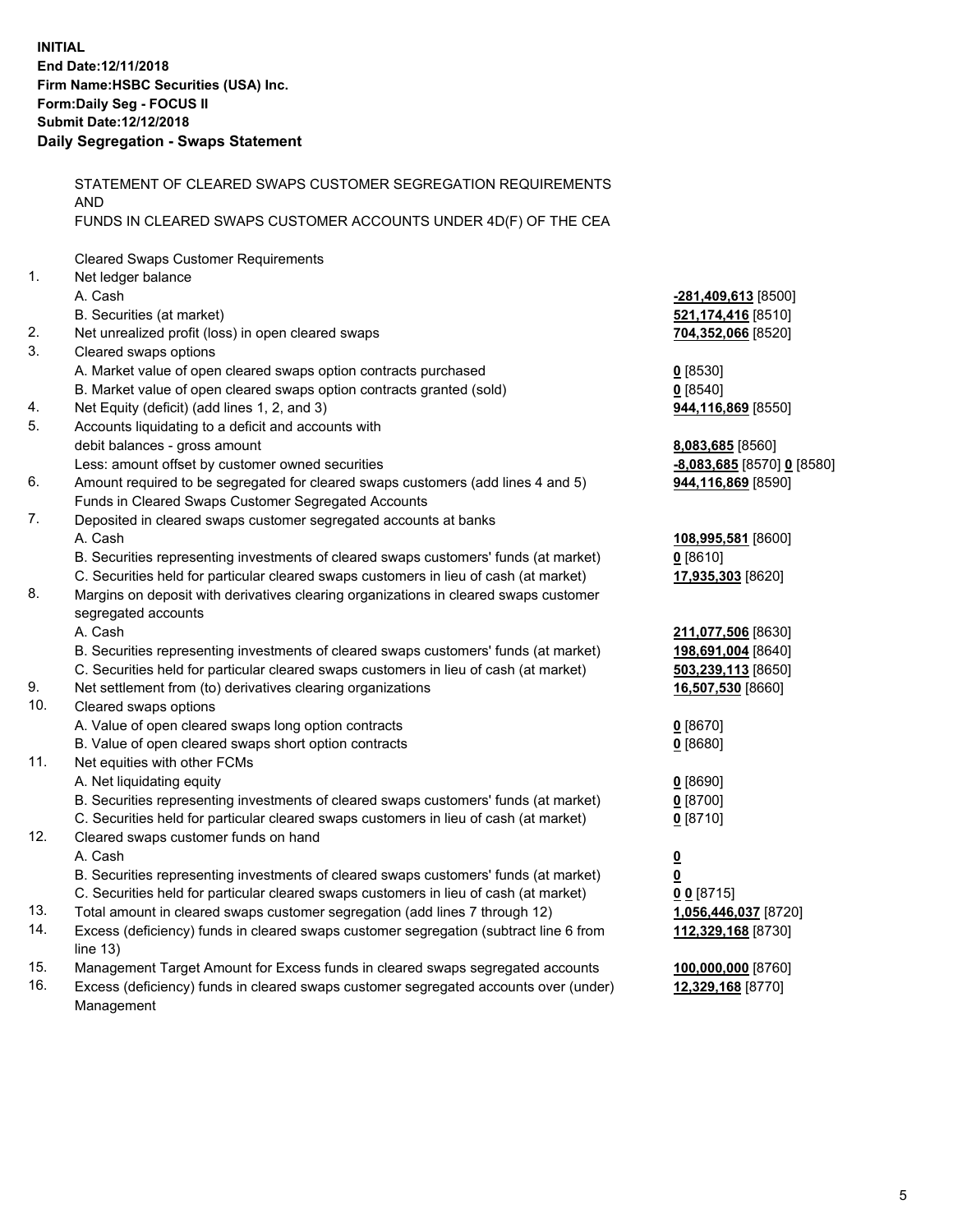**INITIAL**
**End Date:12/11/2018**
**Firm Name:HSBC Securities (USA) Inc.**
**Form:Daily Seg - FOCUS II**
**Submit Date:12/12/2018**
**Daily Segregation - Swaps Statement**

STATEMENT OF CLEARED SWAPS CUSTOMER SEGREGATION REQUIREMENTS AND FUNDS IN CLEARED SWAPS CUSTOMER ACCOUNTS UNDER 4D(F) OF THE CEA

| | | |
|---|---|---|
| | Cleared Swaps Customer Requirements | |
| 1. | Net ledger balance | |
| | A. Cash | -281,409,613 [8500] |
| | B. Securities (at market) | 521,174,416 [8510] |
| 2. | Net unrealized profit (loss) in open cleared swaps | 704,352,066 [8520] |
| 3. | Cleared swaps options | |
| | A. Market value of open cleared swaps option contracts purchased | 0 [8530] |
| | B. Market value of open cleared swaps option contracts granted (sold) | 0 [8540] |
| 4. | Net Equity (deficit) (add lines 1, 2, and 3) | 944,116,869 [8550] |
| 5. | Accounts liquidating to a deficit and accounts with | |
| | debit balances - gross amount | 8,083,685 [8560] |
| | Less: amount offset by customer owned securities | -8,083,685 [8570] 0 [8580] |
| 6. | Amount required to be segregated for cleared swaps customers (add lines 4 and 5) | 944,116,869 [8590] |
| | Funds in Cleared Swaps Customer Segregated Accounts | |
| 7. | Deposited in cleared swaps customer segregated accounts at banks | |
| | A. Cash | 108,995,581 [8600] |
| | B. Securities representing investments of cleared swaps customers' funds (at market) | 0 [8610] |
| | C. Securities held for particular cleared swaps customers in lieu of cash (at market) | 17,935,303 [8620] |
| 8. | Margins on deposit with derivatives clearing organizations in cleared swaps customer segregated accounts | |
| | A. Cash | 211,077,506 [8630] |
| | B. Securities representing investments of cleared swaps customers' funds (at market) | 198,691,004 [8640] |
| | C. Securities held for particular cleared swaps customers in lieu of cash (at market) | 503,239,113 [8650] |
| 9. | Net settlement from (to) derivatives clearing organizations | 16,507,530 [8660] |
| 10. | Cleared swaps options | |
| | A. Value of open cleared swaps long option contracts | 0 [8670] |
| | B. Value of open cleared swaps short option contracts | 0 [8680] |
| 11. | Net equities with other FCMs | |
| | A. Net liquidating equity | 0 [8690] |
| | B. Securities representing investments of cleared swaps customers' funds (at market) | 0 [8700] |
| | C. Securities held for particular cleared swaps customers in lieu of cash (at market) | 0 [8710] |
| 12. | Cleared swaps customer funds on hand | |
| | A. Cash | 0 |
| | B. Securities representing investments of cleared swaps customers' funds (at market) | 0 |
| | C. Securities held for particular cleared swaps customers in lieu of cash (at market) | 0 0 [8715] |
| 13. | Total amount in cleared swaps customer segregation (add lines 7 through 12) | 1,056,446,037 [8720] |
| 14. | Excess (deficiency) funds in cleared swaps customer segregation (subtract line 6 from line 13) | 112,329,168 [8730] |
| 15. | Management Target Amount for Excess funds in cleared swaps segregated accounts | 100,000,000 [8760] |
| 16. | Excess (deficiency) funds in cleared swaps customer segregated accounts over (under) Management | 12,329,168 [8770] |